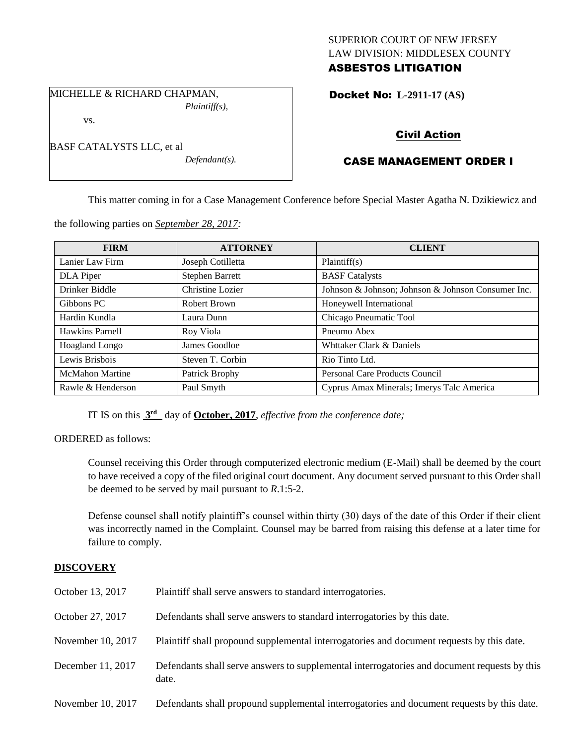SUPERIOR COURT OF NEW JERSEY
LAW DIVISION: MIDDLESEX COUNTY
**ASBESTOS LITIGATION**

MICHELLE & RICHARD CHAPMAN,
*Plaintiff(s),*

vs.

BASF CATALYSTS LLC, et al
*Defendant(s).*

**Docket No: L-2911-17 (AS)**

## Civil Action

## CASE MANAGEMENT ORDER I

This matter coming in for a Case Management Conference before Special Master Agatha N. Dzikiewicz and the following parties on *September 28, 2017:*

| FIRM | ATTORNEY | CLIENT |
|---|---|---|
| Lanier Law Firm | Joseph Cotilletta | Plaintiff(s) |
| DLA Piper | Stephen Barrett | BASF Catalysts |
| Drinker Biddle | Christine Lozier | Johnson & Johnson; Johnson & Johnson Consumer Inc. |
| Gibbons PC | Robert Brown | Honeywell International |
| Hardin Kundla | Laura Dunn | Chicago Pneumatic Tool |
| Hawkins Parnell | Roy Viola | Pneumo Abex |
| Hoagland Longo | James Goodloe | Whttaker Clark & Daniels |
| Lewis Brisbois | Steven T. Corbin | Rio Tinto Ltd. |
| McMahon Martine | Patrick Brophy | Personal Care Products Council |
| Rawle & Henderson | Paul Smyth | Cyprus Amax Minerals; Imerys Talc America |

IT IS on this **3rd** day of **October, 2017**, *effective from the conference date;*

ORDERED as follows:

Counsel receiving this Order through computerized electronic medium (E-Mail) shall be deemed by the court to have received a copy of the filed original court document. Any document served pursuant to this Order shall be deemed to be served by mail pursuant to *R*.1:5-2.

Defense counsel shall notify plaintiff's counsel within thirty (30) days of the date of this Order if their client was incorrectly named in the Complaint. Counsel may be barred from raising this defense at a later time for failure to comply.

**DISCOVERY**

| | |
|---|---|
| October 13, 2017 | Plaintiff shall serve answers to standard interrogatories. |
| October 27, 2017 | Defendants shall serve answers to standard interrogatories by this date. |
| November 10, 2017 | Plaintiff shall propound supplemental interrogatories and document requests by this date. |
| December 11, 2017 | Defendants shall serve answers to supplemental interrogatories and document requests by this date. |
| November 10, 2017 | Defendants shall propound supplemental interrogatories and document requests by this date. |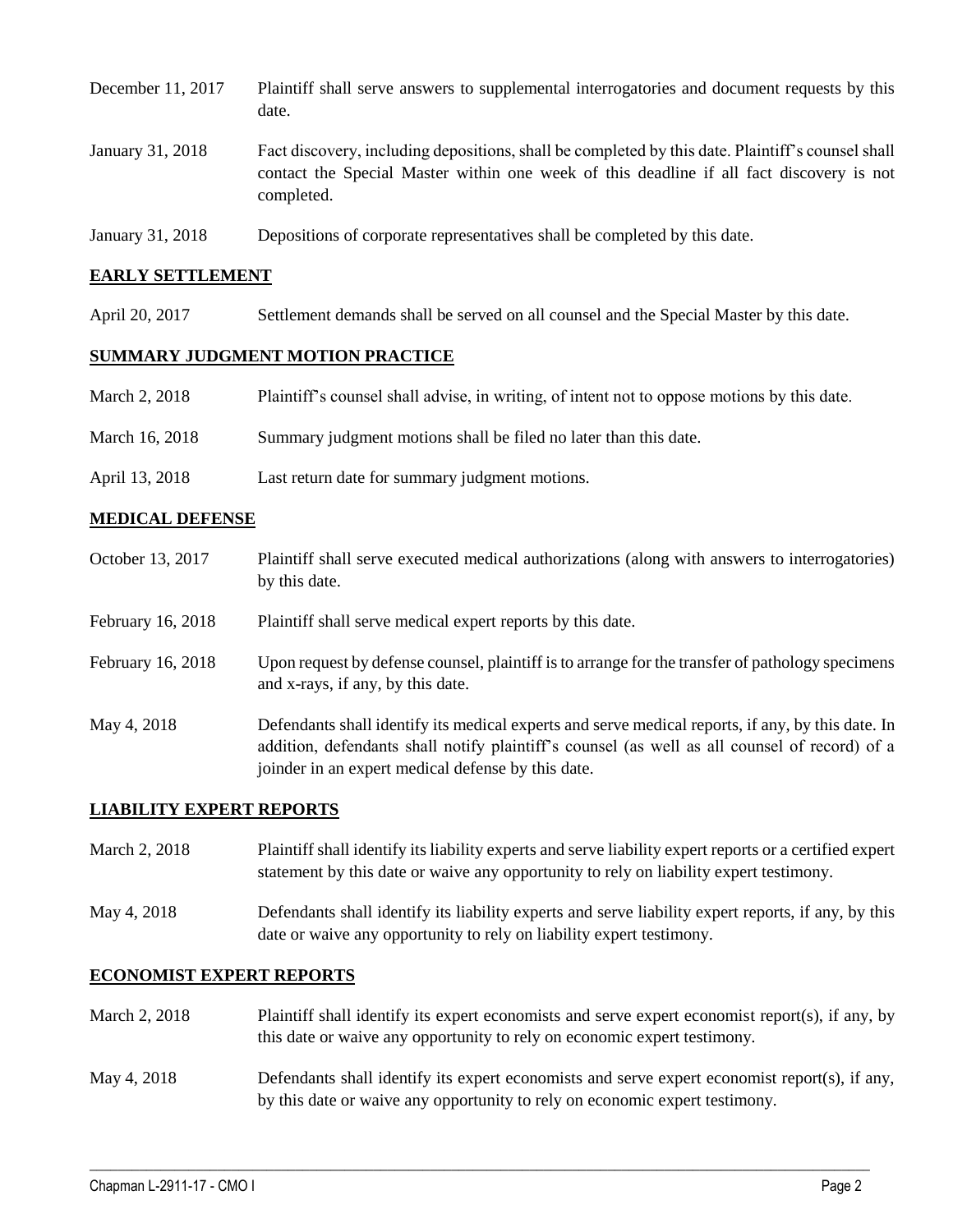| | |
|---|---|
| December 11, 2017 | Plaintiff shall serve answers to supplemental interrogatories and document requests by this date. |
| January 31, 2018 | Fact discovery, including depositions, shall be completed by this date. Plaintiff's counsel shall contact the Special Master within one week of this deadline if all fact discovery is not completed. |
| January 31, 2018 | Depositions of corporate representatives shall be completed by this date. |

## EARLY SETTLEMENT

| | |
|---|---|
| April 20, 2017 | Settlement demands shall be served on all counsel and the Special Master by this date. |

## SUMMARY JUDGMENT MOTION PRACTICE

| | |
|---|---|
| March 2, 2018 | Plaintiff's counsel shall advise, in writing, of intent not to oppose motions by this date. |
| March 16, 2018 | Summary judgment motions shall be filed no later than this date. |
| April 13, 2018 | Last return date for summary judgment motions. |

## MEDICAL DEFENSE

| | |
|---|---|
| October 13, 2017 | Plaintiff shall serve executed medical authorizations (along with answers to interrogatories) by this date. |
| February 16, 2018 | Plaintiff shall serve medical expert reports by this date. |
| February 16, 2018 | Upon request by defense counsel, plaintiff is to arrange for the transfer of pathology specimens and x-rays, if any, by this date. |
| May 4, 2018 | Defendants shall identify its medical experts and serve medical reports, if any, by this date. In addition, defendants shall notify plaintiff's counsel (as well as all counsel of record) of a joinder in an expert medical defense by this date. |

## LIABILITY EXPERT REPORTS

| | |
|---|---|
| March 2, 2018 | Plaintiff shall identify its liability experts and serve liability expert reports or a certified expert statement by this date or waive any opportunity to rely on liability expert testimony. |
| May 4, 2018 | Defendants shall identify its liability experts and serve liability expert reports, if any, by this date or waive any opportunity to rely on liability expert testimony. |

## ECONOMIST EXPERT REPORTS

| | |
|---|---|
| March 2, 2018 | Plaintiff shall identify its expert economists and serve expert economist report(s), if any, by this date or waive any opportunity to rely on economic expert testimony. |
| May 4, 2018 | Defendants shall identify its expert economists and serve expert economist report(s), if any, by this date or waive any opportunity to rely on economic expert testimony. |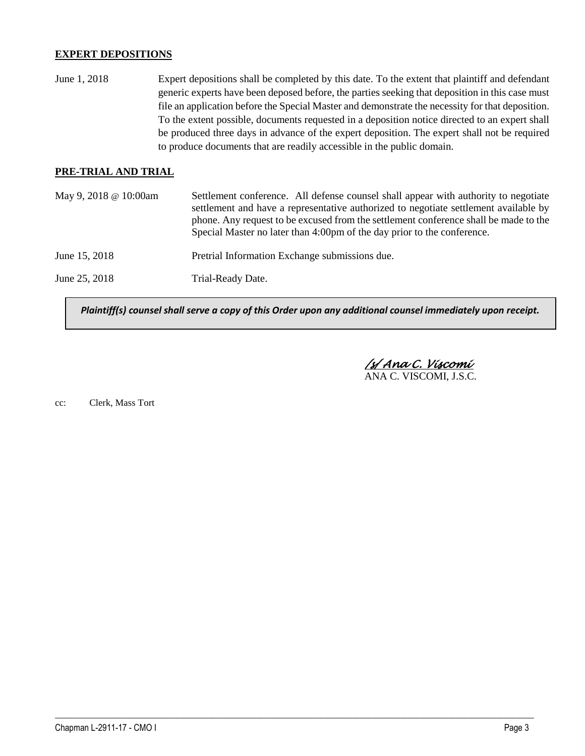**EXPERT DEPOSITIONS**

| | |
|---|---|
| June 1, 2018 | Expert depositions shall be completed by this date. To the extent that plaintiff and defendant generic experts have been deposed before, the parties seeking that deposition in this case must file an application before the Special Master and demonstrate the necessity for that deposition. To the extent possible, documents requested in a deposition notice directed to an expert shall be produced three days in advance of the expert deposition. The expert shall not be required to produce documents that are readily accessible in the public domain. |

**PRE-TRIAL AND TRIAL**

| | |
|---|---|
| May 9, 2018 @ 10:00am | Settlement conference. All defense counsel shall appear with authority to negotiate settlement and have a representative authorized to negotiate settlement available by phone. Any request to be excused from the settlement conference shall be made to the Special Master no later than 4:00pm of the day prior to the conference. |
| June 15, 2018 | Pretrial Information Exchange submissions due. |
| June 25, 2018 | Trial-Ready Date. |

***Plaintiff(s) counsel shall serve a copy of this Order upon any additional counsel immediately upon receipt.***

*/s/ Ana C. Viscomi*
ANA C. VISCOMI, J.S.C.

cc: Clerk, Mass Tort